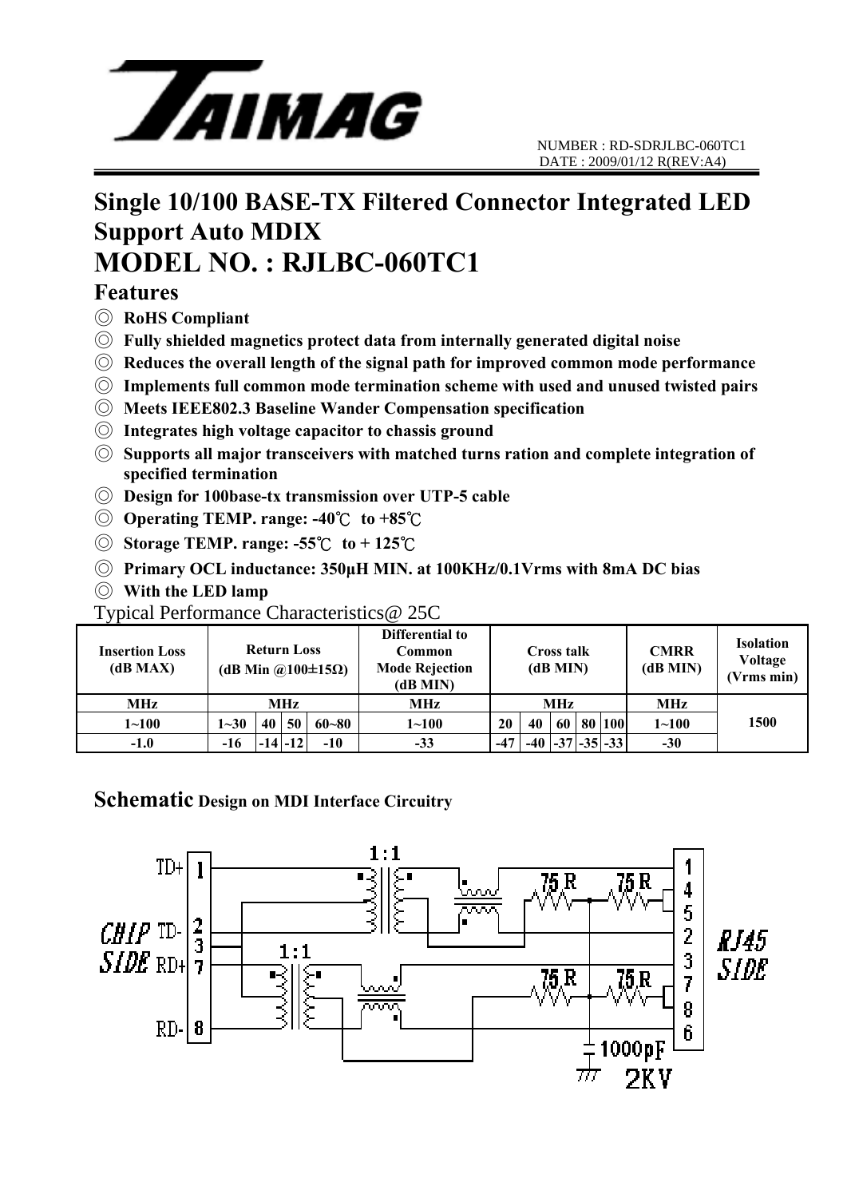NUMBER : RD-SDRJLBC-060TC1
DATE : 2009/01/12 R(REV:A4)

# Single 10/100 BASE-TX Filtered Connector Integrated LED Support Auto MDIX

# MODEL NO. : RJLBC-060TC1

## Features

- ◎ **RoHS Compliant**
- ◎ **Fully shielded magnetics protect data from internally generated digital noise**
- ◎ **Reduces the overall length of the signal path for improved common mode performance**
- ◎ **Implements full common mode termination scheme with used and unused twisted pairs**
- ◎ **Meets IEEE802.3 Baseline Wander Compensation specification**
- ◎ **Integrates high voltage capacitor to chassis ground**
- ◎ **Supports all major transceivers with matched turns ration and complete integration of specified termination**
- ◎ **Design for 100base-tx transmission over UTP-5 cable**
- ◎ **Operating TEMP. range: -40℃ to +85℃**
- ◎ **Storage TEMP. range: -55℃ to + 125℃**
- ◎ **Primary OCL inductance: 350μH MIN. at 100KHz/0.1Vrms with 8mA DC bias**
- ◎ **With the LED lamp**

Typical Performance Characteristics@ 25C

| Insertion Loss (dB MAX) | Return Loss (dB Min @100±15Ω) | | | | Differential to Common Mode Rejection (dB MIN) | Cross talk (dB MIN) | | | | | CMRR (dB MIN) | Isolation Voltage (Vrms min) |
|---|---|---|---|---|---|---|---|---|---|---|---|---|
| MHz | MHz | | | | MHz | MHz | | | | | MHz | 1500 |
| 1~100 | 1~30 | 40 | 50 | 60~80 | 1~100 | 20 | 40 | 60 | 80 | 100 | 1~100 | |
| -1.0 | -16 | -14 | -12 | -10 | -33 | -47 | -40 | -37 | -35 | -33 | -30 | |

## Schematic Design on MDI Interface Circuitry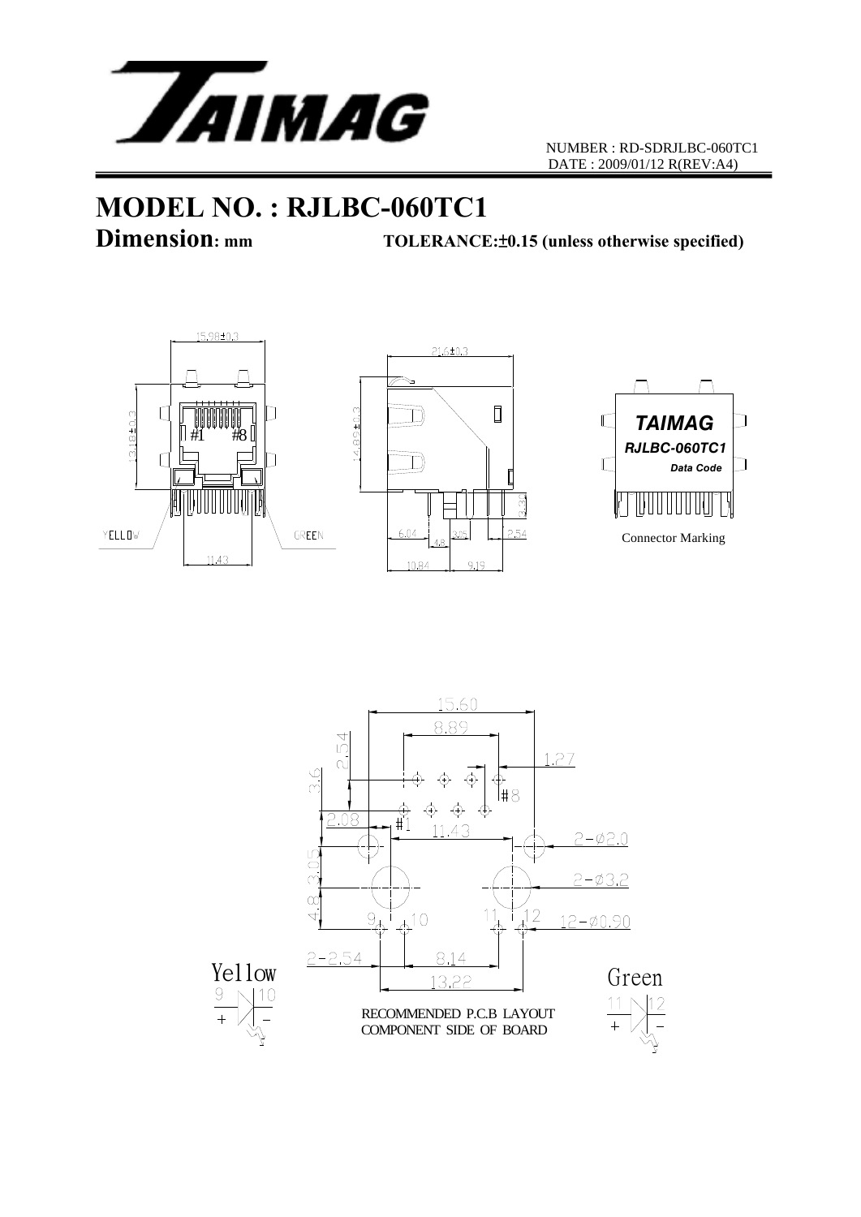NUMBER : RD-SDRJLBC-060TC1
DATE : 2009/01/12 R(REV:A4)

# MODEL NO. : RJLBC-060TC1

**Dimension: mm** **TOLERANCE:±0.15 (unless otherwise specified)**

15.98±0.3

13.18±0.3

#1 #8

YELLOW GREEN

11.43

21.6±0.3

14.89±0.3

3.30

6.04 4.8 3.05 2.54

10.84 9.19

TAIMAG
RJLBC-060TC1
Data Code

Connector Marking

15.60

8.89

2.54

1.27

3.6

#8

2.08

#1

11.43

2-ø2.0

3.05

2-ø3.2

4.8

9 10 11 12

12-ø0.90

2-2.54

8.14

13.22

Yellow

9 10

+ −

Green

11 12

+ −

RECOMMENDED P.C.B LAYOUT
COMPONENT SIDE OF BOARD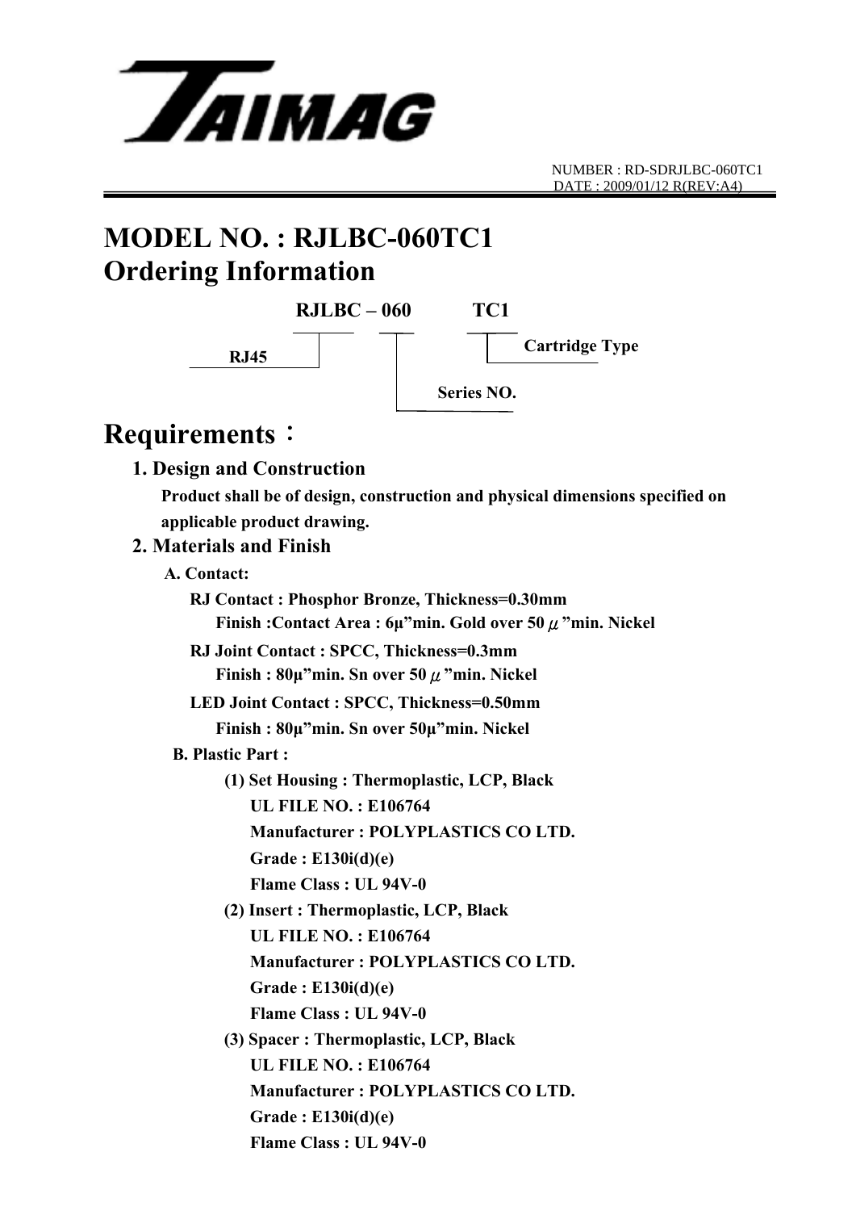TAIMAG

NUMBER : RD-SDRJLBC-060TC1
DATE : 2009/01/12 R(REV:A4)

# MODEL NO. : RJLBC-060TC1

# Ordering Information

**RJLBC – 060 TC1**

- RJ45
- Series NO.
- Cartridge Type

# Requirements：

## 1. Design and Construction

**Product shall be of design, construction and physical dimensions specified on applicable product drawing.**

## 2. Materials and Finish

**A. Contact:**

**RJ Contact : Phosphor Bronze, Thickness=0.30mm**
**Finish :Contact Area : 6μ"min. Gold over 50μ"min. Nickel**

**RJ Joint Contact : SPCC, Thickness=0.3mm**
**Finish : 80μ"min. Sn over 50μ"min. Nickel**

**LED Joint Contact : SPCC, Thickness=0.50mm**
**Finish : 80μ"min. Sn over 50μ"min. Nickel**

**B. Plastic Part :**

**(1) Set Housing : Thermoplastic, LCP, Black**
**UL FILE NO. : E106764**
**Manufacturer : POLYPLASTICS CO LTD.**
**Grade : E130i(d)(e)**
**Flame Class : UL 94V-0**

**(2) Insert : Thermoplastic, LCP, Black**
**UL FILE NO. : E106764**
**Manufacturer : POLYPLASTICS CO LTD.**
**Grade : E130i(d)(e)**
**Flame Class : UL 94V-0**

**(3) Spacer : Thermoplastic, LCP, Black**
**UL FILE NO. : E106764**
**Manufacturer : POLYPLASTICS CO LTD.**
**Grade : E130i(d)(e)**
**Flame Class : UL 94V-0**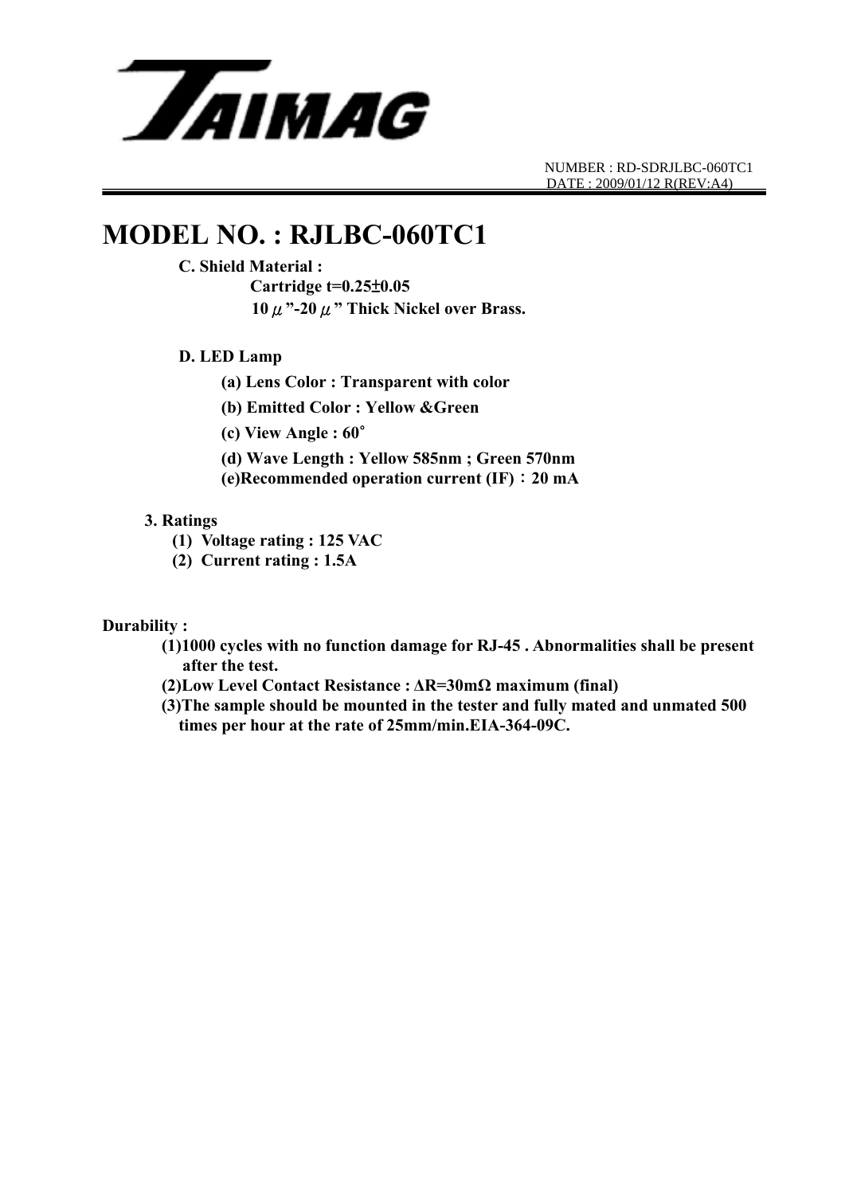# MODEL NO. : RJLBC-060TC1

**C. Shield Material :**

**Cartridge t=0.25±0.05**

**10 μ"-20 μ" Thick Nickel over Brass.**

**D. LED Lamp**

**(a) Lens Color : Transparent with color**

**(b) Emitted Color : Yellow &Green**

**(c) View Angle : 60°**

**(d) Wave Length : Yellow 585nm ; Green 570nm**

**(e)Recommended operation current (IF)：20 mA**

**3. Ratings**

**(1) Voltage rating : 125 VAC**

**(2) Current rating : 1.5A**

**Durability :**

**(1)1000 cycles with no function damage for RJ-45 . Abnormalities shall be present after the test.**

**(2)Low Level Contact Resistance : ΔR=30mΩ maximum (final)**

**(3)The sample should be mounted in the tester and fully mated and unmated 500 times per hour at the rate of 25mm/min.EIA-364-09C.**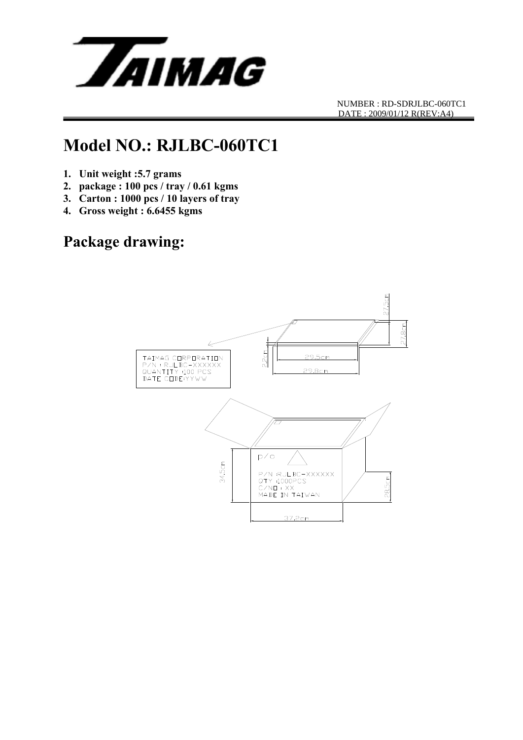NUMBER : RD-SDRJLBC-060TC1
DATE : 2009/01/12 R(REV:A4)

# Model NO.: RJLBC-060TC1

1. **Unit weight :5.7 grams**
2. **package : 100 pcs / tray / 0.61 kgms**
3. **Carton : 1000 pcs / 10 layers of tray**
4. **Gross weight : 6.6455 kgms**

## Package drawing:

TAIMAG CORPORATION
P/N : RJLBC-XXXXXX
QUANTITY :100 PCS
DATE CODE:YYWW

27.5cm
27.8cm
2.2cm
29.5cm
29.8cm

p/o
P/N :RJLBC-XXXXXX
QTY :1000PCS
C/NO : XX
MADE IN TAIWAN

34.5cm
28.5cm
37.2cm